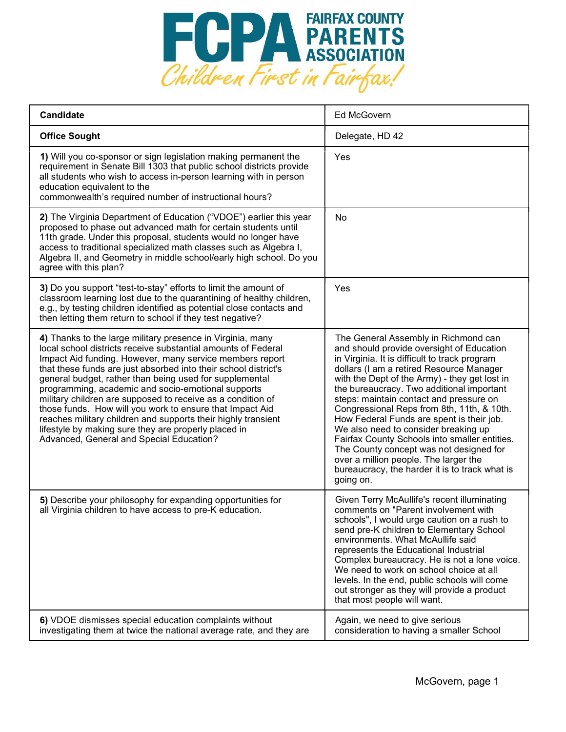# FCPA FAIRFAX COUNTY PARENTS ASSOCIATION

*Children First in Fairfax!*

| Candidate | Ed McGovern |
|---|---|
| **Office Sought** | Delegate, HD 42 |
| **1)** Will you co-sponsor or sign legislation making permanent the requirement in Senate Bill 1303 that public school districts provide all students who wish to access in-person learning with in person education equivalent to the commonwealth's required number of instructional hours? | Yes |
| **2)** The Virginia Department of Education ("VDOE") earlier this year proposed to phase out advanced math for certain students until 11th grade. Under this proposal, students would no longer have access to traditional specialized math classes such as Algebra I, Algebra II, and Geometry in middle school/early high school. Do you agree with this plan? | No |
| **3)** Do you support "test-to-stay" efforts to limit the amount of classroom learning lost due to the quarantining of healthy children, e.g., by testing children identified as potential close contacts and then letting them return to school if they test negative? | Yes |
| **4)** Thanks to the large military presence in Virginia, many local school districts receive substantial amounts of Federal Impact Aid funding. However, many service members report that these funds are just absorbed into their school district's general budget, rather than being used for supplemental programming, academic and socio-emotional supports military children are supposed to receive as a condition of those funds. How will you work to ensure that Impact Aid reaches military children and supports their highly transient lifestyle by making sure they are properly placed in Advanced, General and Special Education? | The General Assembly in Richmond can and should provide oversight of Education in Virginia. It is difficult to track program dollars (I am a retired Resource Manager with the Dept of the Army) - they get lost in the bureaucracy. Two additional important steps: maintain contact and pressure on Congressional Reps from 8th, 11th, & 10th. How Federal Funds are spent is their job. We also need to consider breaking up Fairfax County Schools into smaller entities. The County concept was not designed for over a million people. The larger the bureaucracy, the harder it is to track what is going on. |
| **5)** Describe your philosophy for expanding opportunities for all Virginia children to have access to pre-K education. | Given Terry McAullife's recent illuminating comments on "Parent involvement with schools", I would urge caution on a rush to send pre-K children to Elementary School environments. What McAullife said represents the Educational Industrial Complex bureaucracy. He is not a lone voice. We need to work on school choice at all levels. In the end, public schools will come out stronger as they will provide a product that most people will want. |
| **6)** VDOE dismisses special education complaints without investigating them at twice the national average rate, and they are | Again, we need to give serious consideration to having a smaller School |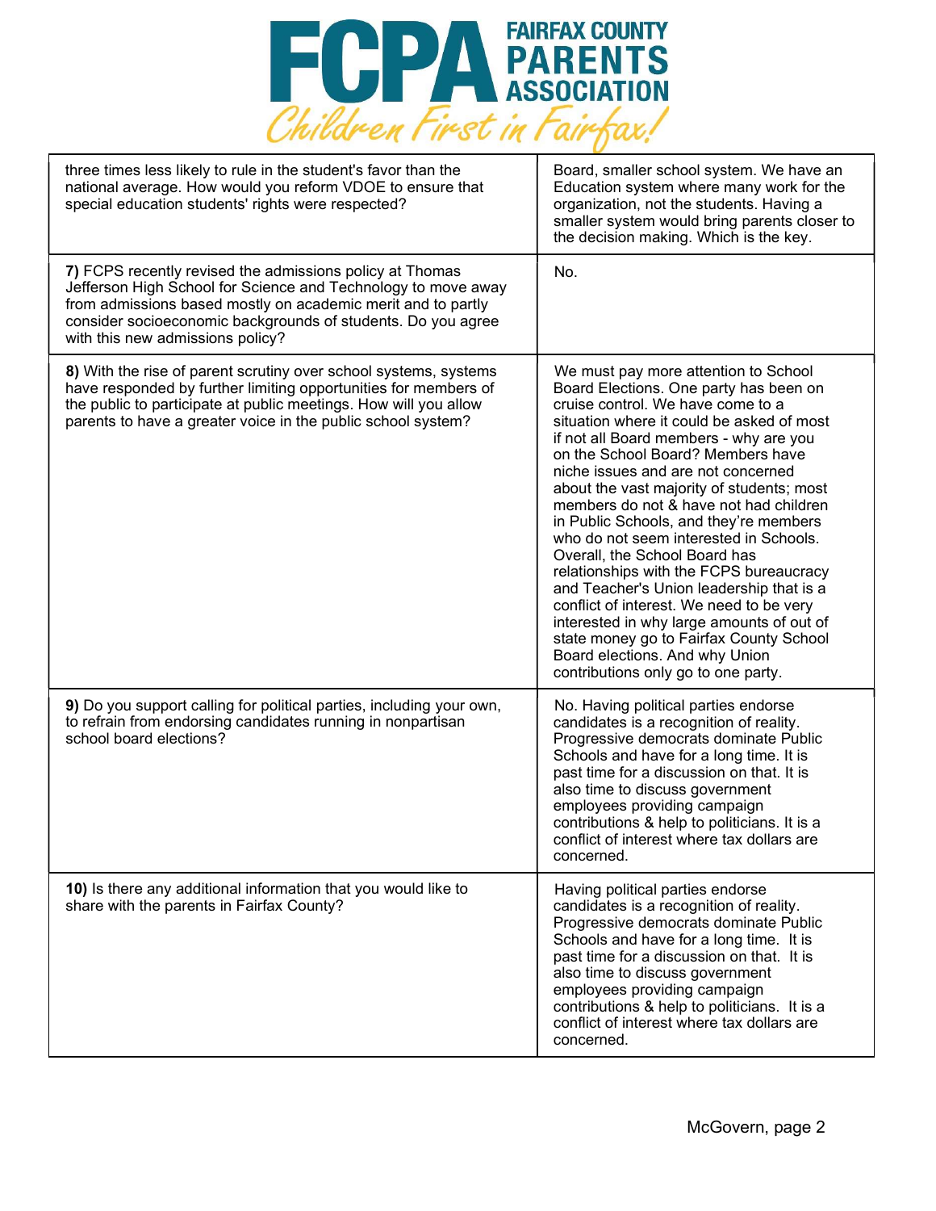| | |
|---|---|
| three times less likely to rule in the student's favor than the national average. How would you reform VDOE to ensure that special education students' rights were respected? | Board, smaller school system. We have an Education system where many work for the organization, not the students. Having a smaller system would bring parents closer to the decision making. Which is the key. |
| **7)** FCPS recently revised the admissions policy at Thomas Jefferson High School for Science and Technology to move away from admissions based mostly on academic merit and to partly consider socioeconomic backgrounds of students. Do you agree with this new admissions policy? | No. |
| **8)** With the rise of parent scrutiny over school systems, systems have responded by further limiting opportunities for members of the public to participate at public meetings. How will you allow parents to have a greater voice in the public school system? | We must pay more attention to School Board Elections. One party has been on cruise control. We have come to a situation where it could be asked of most if not all Board members - why are you on the School Board? Members have niche issues and are not concerned about the vast majority of students; most members do not & have not had children in Public Schools, and they're members who do not seem interested in Schools. Overall, the School Board has relationships with the FCPS bureaucracy and Teacher's Union leadership that is a conflict of interest. We need to be very interested in why large amounts of out of state money go to Fairfax County School Board elections. And why Union contributions only go to one party. |
| **9)** Do you support calling for political parties, including your own, to refrain from endorsing candidates running in nonpartisan school board elections? | No. Having political parties endorse candidates is a recognition of reality. Progressive democrats dominate Public Schools and have for a long time. It is past time for a discussion on that. It is also time to discuss government employees providing campaign contributions & help to politicians. It is a conflict of interest where tax dollars are concerned. |
| **10)** Is there any additional information that you would like to share with the parents in Fairfax County? | Having political parties endorse candidates is a recognition of reality. Progressive democrats dominate Public Schools and have for a long time. It is past time for a discussion on that. It is also time to discuss government employees providing campaign contributions & help to politicians. It is a conflict of interest where tax dollars are concerned. |